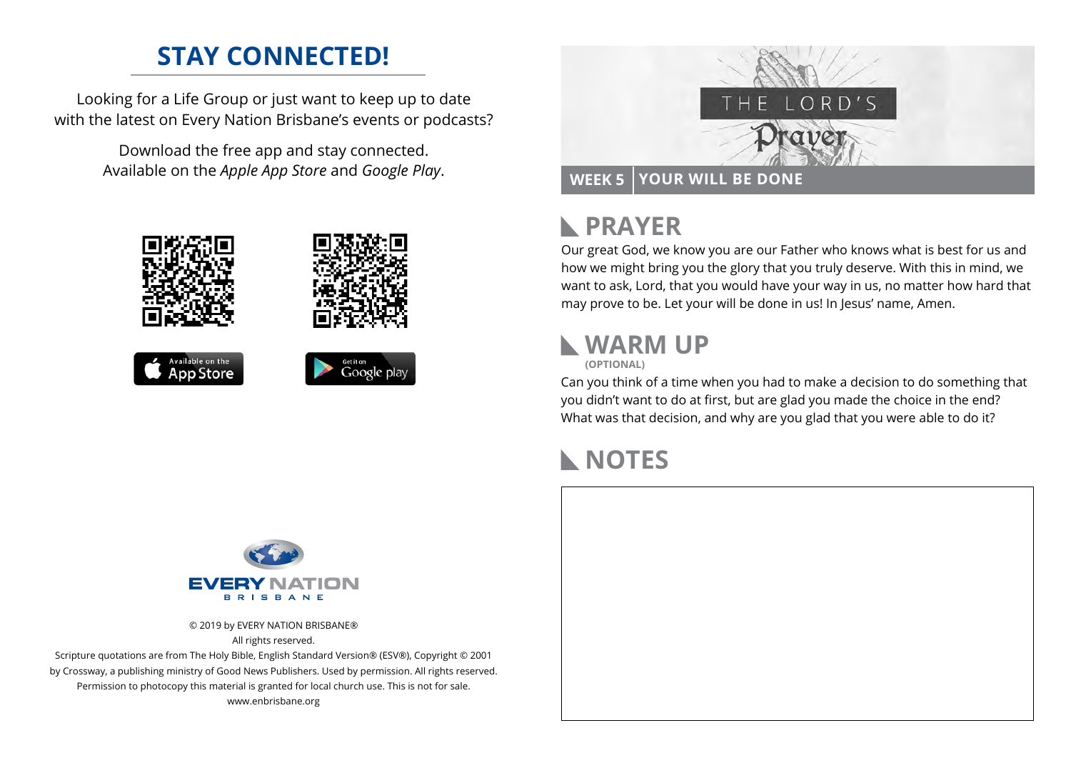# STAY CONNECTED!

Looking for a Life Group or just want to keep up to date with the latest on Every Nation Brisbane's events or podcasts?

Download the free app and stay connected. Available on the *Apple App Store* and *Google Play*.

Available on the App Store

Get it on Google play

EVERY NATION BRISBANE

© 2019 by EVERY NATION BRISBANE®
All rights reserved.
Scripture quotations are from The Holy Bible, English Standard Version® (ESV®), Copyright © 2001 by Crossway, a publishing ministry of Good News Publishers. Used by permission. All rights reserved.
Permission to photocopy this material is granted for local church use. This is not for sale.
www.enbrisbane.org

THE LORD'S Prayer

**WEEK 5** | **YOUR WILL BE DONE**

## PRAYER

Our great God, we know you are our Father who knows what is best for us and how we might bring you the glory that you truly deserve. With this in mind, we want to ask, Lord, that you would have your way in us, no matter how hard that may prove to be. Let your will be done in us! In Jesus' name, Amen.

## WARM UP

**(OPTIONAL)**

Can you think of a time when you had to make a decision to do something that you didn't want to do at first, but are glad you made the choice in the end? What was that decision, and why are you glad that you were able to do it?

## NOTES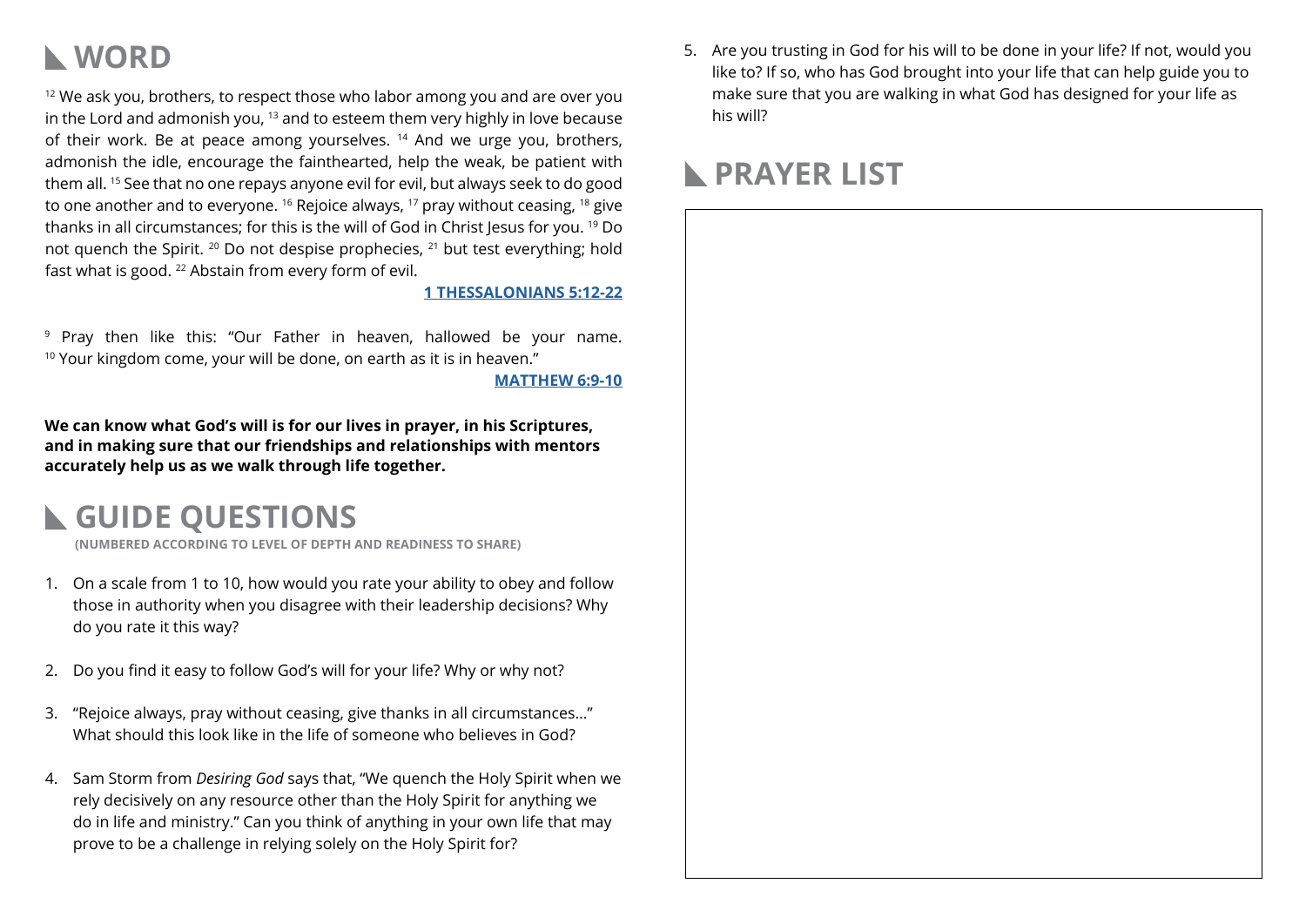## WORD

[12] We ask you, brothers, to respect those who labor among you and are over you in the Lord and admonish you, [13] and to esteem them very highly in love because of their work. Be at peace among yourselves. [14] And we urge you, brothers, admonish the idle, encourage the fainthearted, help the weak, be patient with them all. [15] See that no one repays anyone evil for evil, but always seek to do good to one another and to everyone. [16] Rejoice always, [17] pray without ceasing, [18] give thanks in all circumstances; for this is the will of God in Christ Jesus for you. [19] Do not quench the Spirit. [20] Do not despise prophecies, [21] but test everything; hold fast what is good. [22] Abstain from every form of evil.

**1 THESSALONIANS 5:12-22**

[9] Pray then like this: "Our Father in heaven, hallowed be your name. [10] Your kingdom come, your will be done, on earth as it is in heaven."

**MATTHEW 6:9-10**

**We can know what God's will is for our lives in prayer, in his Scriptures, and in making sure that our friendships and relationships with mentors accurately help us as we walk through life together.**

## GUIDE QUESTIONS

**(NUMBERED ACCORDING TO LEVEL OF DEPTH AND READINESS TO SHARE)**

1. On a scale from 1 to 10, how would you rate your ability to obey and follow those in authority when you disagree with their leadership decisions? Why do you rate it this way?

2. Do you find it easy to follow God's will for your life? Why or why not?

3. "Rejoice always, pray without ceasing, give thanks in all circumstances..." What should this look like in the life of someone who believes in God?

4. Sam Storm from *Desiring God* says that, "We quench the Holy Spirit when we rely decisively on any resource other than the Holy Spirit for anything we do in life and ministry." Can you think of anything in your own life that may prove to be a challenge in relying solely on the Holy Spirit for?

5. Are you trusting in God for his will to be done in your life? If not, would you like to? If so, who has God brought into your life that can help guide you to make sure that you are walking in what God has designed for your life as his will?

## PRAYER LIST